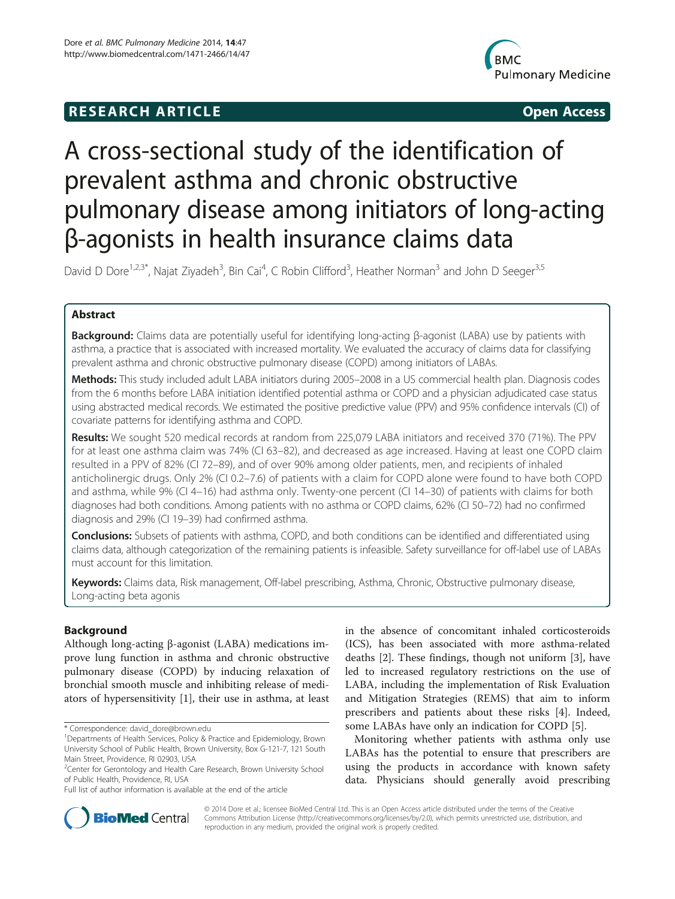RESEARCH ARTICLE Open Access

# A cross-sectional study of the identification of prevalent asthma and chronic obstructive pulmonary disease among initiators of long-acting β-agonists in health insurance claims data

David D Dore[1,2,3*], Najat Ziyadeh[3], Bin Cai[4], C Robin Clifford[3], Heather Norman[3] and John D Seeger[3,5]

## Abstract

**Background:** Claims data are potentially useful for identifying long-acting β-agonist (LABA) use by patients with asthma, a practice that is associated with increased mortality. We evaluated the accuracy of claims data for classifying prevalent asthma and chronic obstructive pulmonary disease (COPD) among initiators of LABAs.

**Methods:** This study included adult LABA initiators during 2005–2008 in a US commercial health plan. Diagnosis codes from the 6 months before LABA initiation identified potential asthma or COPD and a physician adjudicated case status using abstracted medical records. We estimated the positive predictive value (PPV) and 95% confidence intervals (CI) of covariate patterns for identifying asthma and COPD.

**Results:** We sought 520 medical records at random from 225,079 LABA initiators and received 370 (71%). The PPV for at least one asthma claim was 74% (CI 63–82), and decreased as age increased. Having at least one COPD claim resulted in a PPV of 82% (CI 72–89), and of over 90% among older patients, men, and recipients of inhaled anticholinergic drugs. Only 2% (CI 0.2–7.6) of patients with a claim for COPD alone were found to have both COPD and asthma, while 9% (CI 4–16) had asthma only. Twenty-one percent (CI 14–30) of patients with claims for both diagnoses had both conditions. Among patients with no asthma or COPD claims, 62% (CI 50–72) had no confirmed diagnosis and 29% (CI 19–39) had confirmed asthma.

**Conclusions:** Subsets of patients with asthma, COPD, and both conditions can be identified and differentiated using claims data, although categorization of the remaining patients is infeasible. Safety surveillance for off-label use of LABAs must account for this limitation.

**Keywords:** Claims data, Risk management, Off-label prescribing, Asthma, Chronic, Obstructive pulmonary disease, Long-acting beta agonis

## Background

Although long-acting β-agonist (LABA) medications improve lung function in asthma and chronic obstructive pulmonary disease (COPD) by inducing relaxation of bronchial smooth muscle and inhibiting release of mediators of hypersensitivity [1], their use in asthma, at least in the absence of concomitant inhaled corticosteroids (ICS), has been associated with more asthma-related deaths [2]. These findings, though not uniform [3], have led to increased regulatory restrictions on the use of LABA, including the implementation of Risk Evaluation and Mitigation Strategies (REMS) that aim to inform prescribers and patients about these risks [4]. Indeed, some LABAs have only an indication for COPD [5].

Monitoring whether patients with asthma only use LABAs has the potential to ensure that prescribers are using the products in accordance with known safety data. Physicians should generally avoid prescribing

\* Correspondence: david_dore@brown.edu
[1]Departments of Health Services, Policy & Practice and Epidemiology, Brown University School of Public Health, Brown University, Box G-121-7, 121 South Main Street, Providence, RI 02903, USA
[2]Center for Gerontology and Health Care Research, Brown University School of Public Health, Providence, RI, USA
Full list of author information is available at the end of the article

© 2014 Dore et al.; licensee BioMed Central Ltd. This is an Open Access article distributed under the terms of the Creative Commons Attribution License (http://creativecommons.org/licenses/by/2.0), which permits unrestricted use, distribution, and reproduction in any medium, provided the original work is properly credited.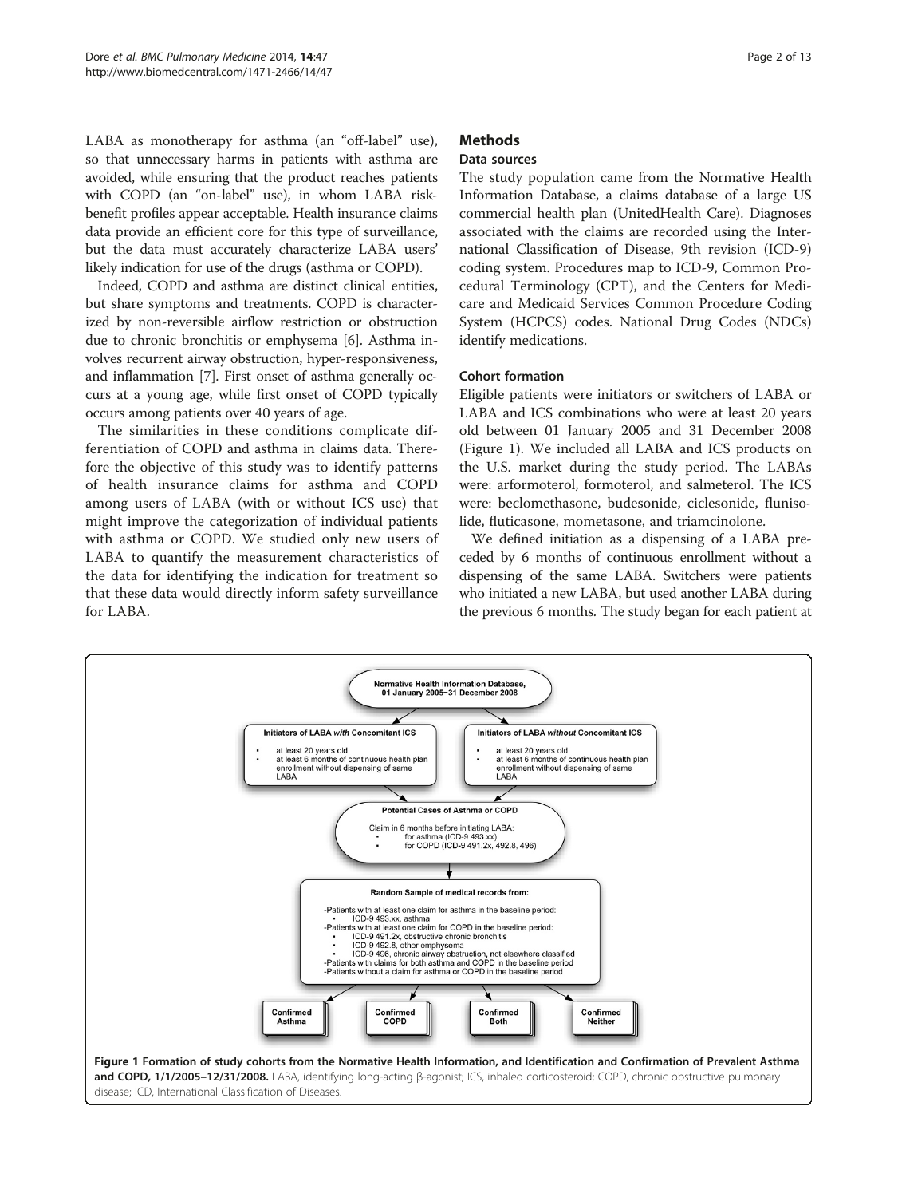LABA as monotherapy for asthma (an "off-label" use), so that unnecessary harms in patients with asthma are avoided, while ensuring that the product reaches patients with COPD (an "on-label" use), in whom LABA risk-benefit profiles appear acceptable. Health insurance claims data provide an efficient core for this type of surveillance, but the data must accurately characterize LABA users' likely indication for use of the drugs (asthma or COPD).

Indeed, COPD and asthma are distinct clinical entities, but share symptoms and treatments. COPD is characterized by non-reversible airflow restriction or obstruction due to chronic bronchitis or emphysema [6]. Asthma involves recurrent airway obstruction, hyper-responsiveness, and inflammation [7]. First onset of asthma generally occurs at a young age, while first onset of COPD typically occurs among patients over 40 years of age.

The similarities in these conditions complicate differentiation of COPD and asthma in claims data. Therefore the objective of this study was to identify patterns of health insurance claims for asthma and COPD among users of LABA (with or without ICS use) that might improve the categorization of individual patients with asthma or COPD. We studied only new users of LABA to quantify the measurement characteristics of the data for identifying the indication for treatment so that these data would directly inform safety surveillance for LABA.

## Methods

### Data sources

The study population came from the Normative Health Information Database, a claims database of a large US commercial health plan (UnitedHealth Care). Diagnoses associated with the claims are recorded using the International Classification of Disease, 9th revision (ICD-9) coding system. Procedures map to ICD-9, Common Procedural Terminology (CPT), and the Centers for Medicare and Medicaid Services Common Procedure Coding System (HCPCS) codes. National Drug Codes (NDCs) identify medications.

### Cohort formation

Eligible patients were initiators or switchers of LABA or LABA and ICS combinations who were at least 20 years old between 01 January 2005 and 31 December 2008 (Figure 1). We included all LABA and ICS products on the U.S. market during the study period. The LABAs were: arformoterol, formoterol, and salmeterol. The ICS were: beclomethasone, budesonide, ciclesonide, flunisolide, fluticasone, mometasone, and triamcinolone.

We defined initiation as a dispensing of a LABA preceded by 6 months of continuous enrollment without a dispensing of the same LABA. Switchers were patients who initiated a new LABA, but used another LABA during the previous 6 months. The study began for each patient at

**Figure 1 Formation of study cohorts from the Normative Health Information, and Identification and Confirmation of Prevalent Asthma and COPD, 1/1/2005–12/31/2008.** LABA, identifying long-acting β-agonist; ICS, inhaled corticosteroid; COPD, chronic obstructive pulmonary disease; ICD, International Classification of Diseases.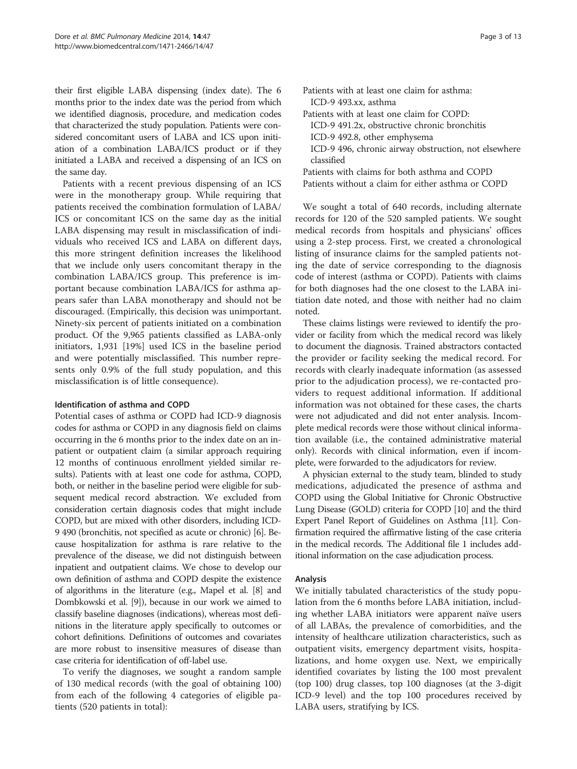their first eligible LABA dispensing (index date). The 6 months prior to the index date was the period from which we identified diagnosis, procedure, and medication codes that characterized the study population. Patients were considered concomitant users of LABA and ICS upon initiation of a combination LABA/ICS product or if they initiated a LABA and received a dispensing of an ICS on the same day.

Patients with a recent previous dispensing of an ICS were in the monotherapy group. While requiring that patients received the combination formulation of LABA/ICS or concomitant ICS on the same day as the initial LABA dispensing may result in misclassification of individuals who received ICS and LABA on different days, this more stringent definition increases the likelihood that we include only users concomitant therapy in the combination LABA/ICS group. This preference is important because combination LABA/ICS for asthma appears safer than LABA monotherapy and should not be discouraged. (Empirically, this decision was unimportant. Ninety-six percent of patients initiated on a combination product. Of the 9,965 patients classified as LABA-only initiators, 1,931 [19%] used ICS in the baseline period and were potentially misclassified. This number represents only 0.9% of the full study population, and this misclassification is of little consequence).

### Identification of asthma and COPD

Potential cases of asthma or COPD had ICD-9 diagnosis codes for asthma or COPD in any diagnosis field on claims occurring in the 6 months prior to the index date on an inpatient or outpatient claim (a similar approach requiring 12 months of continuous enrollment yielded similar results). Patients with at least one code for asthma, COPD, both, or neither in the baseline period were eligible for subsequent medical record abstraction. We excluded from consideration certain diagnosis codes that might include COPD, but are mixed with other disorders, including ICD-9 490 (bronchitis, not specified as acute or chronic) [6]. Because hospitalization for asthma is rare relative to the prevalence of the disease, we did not distinguish between inpatient and outpatient claims. We chose to develop our own definition of asthma and COPD despite the existence of algorithms in the literature (e.g., Mapel et al. [8] and Dombkowski et al. [9]), because in our work we aimed to classify baseline diagnoses (indications), whereas most definitions in the literature apply specifically to outcomes or cohort definitions. Definitions of outcomes and covariates are more robust to insensitive measures of disease than case criteria for identification of off-label use.

To verify the diagnoses, we sought a random sample of 130 medical records (with the goal of obtaining 100) from each of the following 4 categories of eligible patients (520 patients in total):

- Patients with at least one claim for asthma:
  - ICD-9 493.xx, asthma
- Patients with at least one claim for COPD:
  - ICD-9 491.2x, obstructive chronic bronchitis
  - ICD-9 492.8, other emphysema
  - ICD-9 496, chronic airway obstruction, not elsewhere classified
- Patients with claims for both asthma and COPD
- Patients without a claim for either asthma or COPD

We sought a total of 640 records, including alternate records for 120 of the 520 sampled patients. We sought medical records from hospitals and physicians' offices using a 2-step process. First, we created a chronological listing of insurance claims for the sampled patients noting the date of service corresponding to the diagnosis code of interest (asthma or COPD). Patients with claims for both diagnoses had the one closest to the LABA initiation date noted, and those with neither had no claim noted.

These claims listings were reviewed to identify the provider or facility from which the medical record was likely to document the diagnosis. Trained abstractors contacted the provider or facility seeking the medical record. For records with clearly inadequate information (as assessed prior to the adjudication process), we re-contacted providers to request additional information. If additional information was not obtained for these cases, the charts were not adjudicated and did not enter analysis. Incomplete medical records were those without clinical information available (i.e., the contained administrative material only). Records with clinical information, even if incomplete, were forwarded to the adjudicators for review.

A physician external to the study team, blinded to study medications, adjudicated the presence of asthma and COPD using the Global Initiative for Chronic Obstructive Lung Disease (GOLD) criteria for COPD [10] and the third Expert Panel Report of Guidelines on Asthma [11]. Confirmation required the affirmative listing of the case criteria in the medical records. The Additional file 1 includes additional information on the case adjudication process.

### Analysis

We initially tabulated characteristics of the study population from the 6 months before LABA initiation, including whether LABA initiators were apparent naïve users of all LABAs, the prevalence of comorbidities, and the intensity of healthcare utilization characteristics, such as outpatient visits, emergency department visits, hospitalizations, and home oxygen use. Next, we empirically identified covariates by listing the 100 most prevalent (top 100) drug classes, top 100 diagnoses (at the 3-digit ICD-9 level) and the top 100 procedures received by LABA users, stratifying by ICS.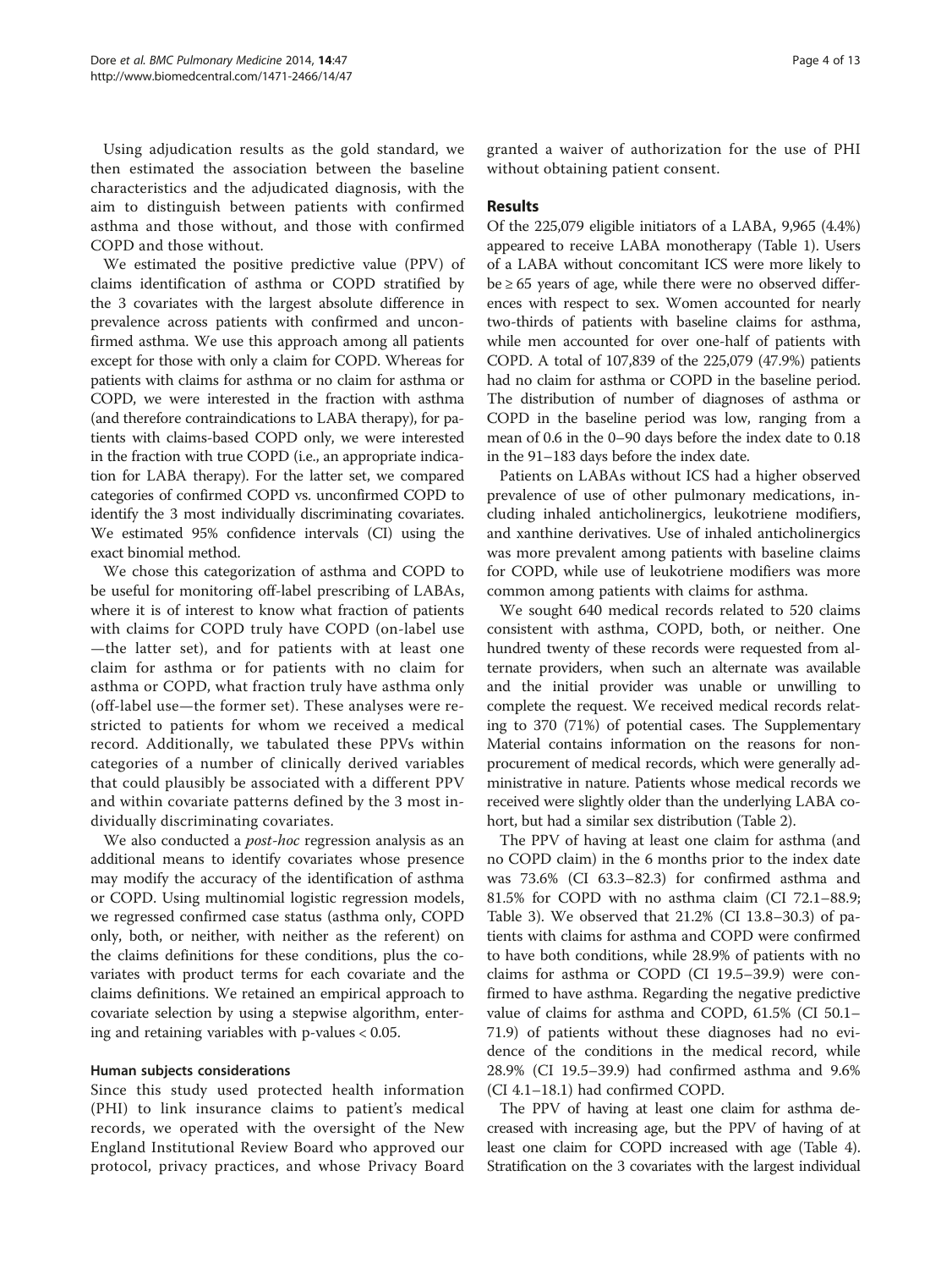Using adjudication results as the gold standard, we then estimated the association between the baseline characteristics and the adjudicated diagnosis, with the aim to distinguish between patients with confirmed asthma and those without, and those with confirmed COPD and those without.

We estimated the positive predictive value (PPV) of claims identification of asthma or COPD stratified by the 3 covariates with the largest absolute difference in prevalence across patients with confirmed and unconfirmed asthma. We use this approach among all patients except for those with only a claim for COPD. Whereas for patients with claims for asthma or no claim for asthma or COPD, we were interested in the fraction with asthma (and therefore contraindications to LABA therapy), for patients with claims-based COPD only, we were interested in the fraction with true COPD (i.e., an appropriate indication for LABA therapy). For the latter set, we compared categories of confirmed COPD vs. unconfirmed COPD to identify the 3 most individually discriminating covariates. We estimated 95% confidence intervals (CI) using the exact binomial method.

We chose this categorization of asthma and COPD to be useful for monitoring off-label prescribing of LABAs, where it is of interest to know what fraction of patients with claims for COPD truly have COPD (on-label use —the latter set), and for patients with at least one claim for asthma or for patients with no claim for asthma or COPD, what fraction truly have asthma only (off-label use—the former set). These analyses were restricted to patients for whom we received a medical record. Additionally, we tabulated these PPVs within categories of a number of clinically derived variables that could plausibly be associated with a different PPV and within covariate patterns defined by the 3 most individually discriminating covariates.

We also conducted a *post-hoc* regression analysis as an additional means to identify covariates whose presence may modify the accuracy of the identification of asthma or COPD. Using multinomial logistic regression models, we regressed confirmed case status (asthma only, COPD only, both, or neither, with neither as the referent) on the claims definitions for these conditions, plus the covariates with product terms for each covariate and the claims definitions. We retained an empirical approach to covariate selection by using a stepwise algorithm, entering and retaining variables with p-values < 0.05.

### Human subjects considerations

Since this study used protected health information (PHI) to link insurance claims to patient's medical records, we operated with the oversight of the New England Institutional Review Board who approved our protocol, privacy practices, and whose Privacy Board granted a waiver of authorization for the use of PHI without obtaining patient consent.

## Results

Of the 225,079 eligible initiators of a LABA, 9,965 (4.4%) appeared to receive LABA monotherapy (Table 1). Users of a LABA without concomitant ICS were more likely to be ≥ 65 years of age, while there were no observed differences with respect to sex. Women accounted for nearly two-thirds of patients with baseline claims for asthma, while men accounted for over one-half of patients with COPD. A total of 107,839 of the 225,079 (47.9%) patients had no claim for asthma or COPD in the baseline period. The distribution of number of diagnoses of asthma or COPD in the baseline period was low, ranging from a mean of 0.6 in the 0–90 days before the index date to 0.18 in the 91–183 days before the index date.

Patients on LABAs without ICS had a higher observed prevalence of use of other pulmonary medications, including inhaled anticholinergics, leukotriene modifiers, and xanthine derivatives. Use of inhaled anticholinergics was more prevalent among patients with baseline claims for COPD, while use of leukotriene modifiers was more common among patients with claims for asthma.

We sought 640 medical records related to 520 claims consistent with asthma, COPD, both, or neither. One hundred twenty of these records were requested from alternate providers, when such an alternate was available and the initial provider was unable or unwilling to complete the request. We received medical records relating to 370 (71%) of potential cases. The Supplementary Material contains information on the reasons for nonprocurement of medical records, which were generally administrative in nature. Patients whose medical records we received were slightly older than the underlying LABA cohort, but had a similar sex distribution (Table 2).

The PPV of having at least one claim for asthma (and no COPD claim) in the 6 months prior to the index date was 73.6% (CI 63.3–82.3) for confirmed asthma and 81.5% for COPD with no asthma claim (CI 72.1–88.9; Table 3). We observed that 21.2% (CI 13.8–30.3) of patients with claims for asthma and COPD were confirmed to have both conditions, while 28.9% of patients with no claims for asthma or COPD (CI 19.5–39.9) were confirmed to have asthma. Regarding the negative predictive value of claims for asthma and COPD, 61.5% (CI 50.1–71.9) of patients without these diagnoses had no evidence of the conditions in the medical record, while 28.9% (CI 19.5–39.9) had confirmed asthma and 9.6% (CI 4.1–18.1) had confirmed COPD.

The PPV of having at least one claim for asthma decreased with increasing age, but the PPV of having of at least one claim for COPD increased with age (Table 4). Stratification on the 3 covariates with the largest individual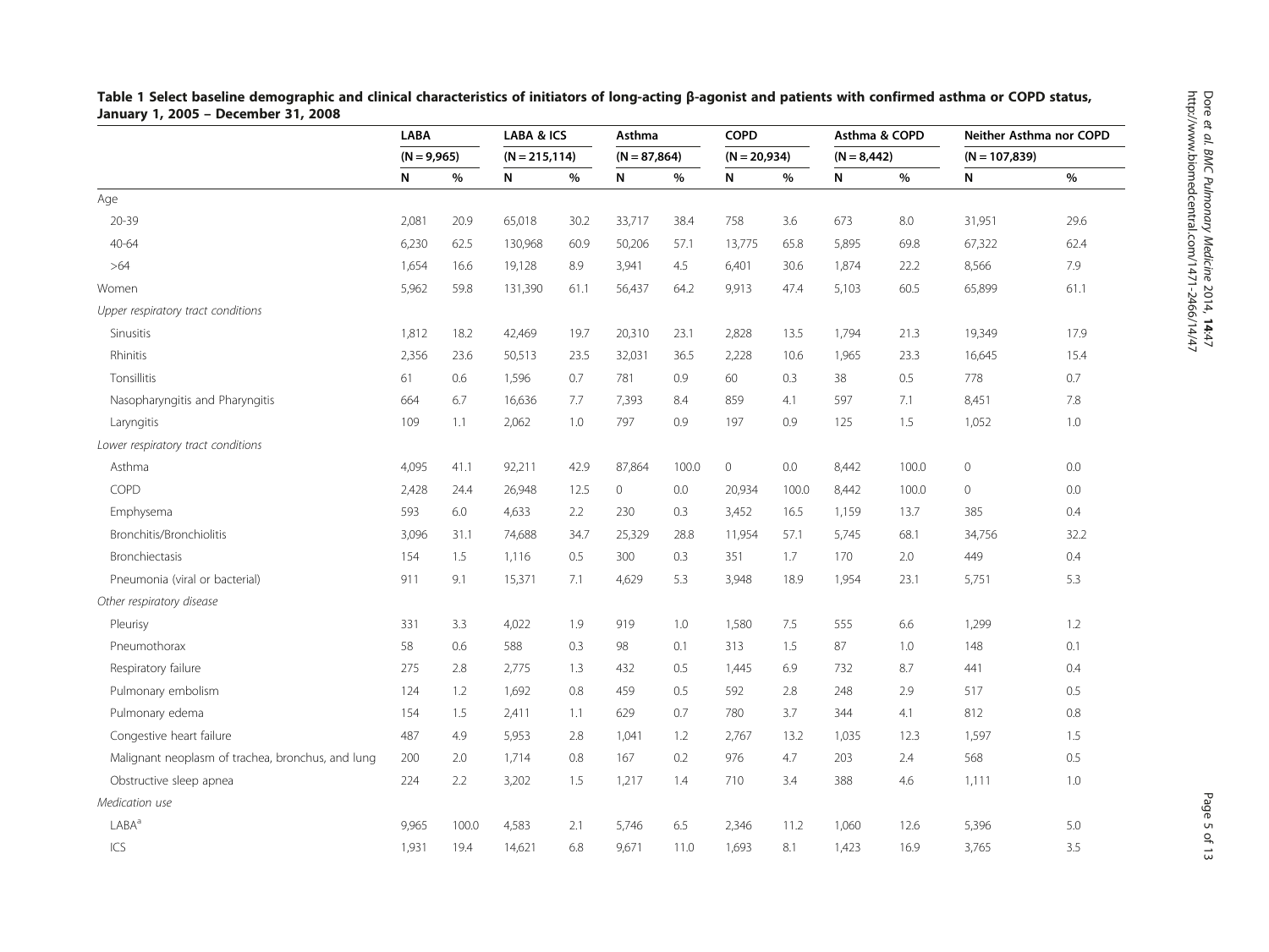**Table 1 Select baseline demographic and clinical characteristics of initiators of long-acting β-agonist and patients with confirmed asthma or COPD status, January 1, 2005 – December 31, 2008**

| | LABA (N = 9,965) | | LABA & ICS (N = 215,114) | | Asthma (N = 87,864) | | COPD (N = 20,934) | | Asthma & COPD (N = 8,442) | | Neither Asthma nor COPD (N = 107,839) | |
|---|---|---|---|---|---|---|---|---|---|---|---|---|
| | N | % | N | % | N | % | N | % | N | % | N | % |
| Age | | | | | | | | | | | | |
| 20-39 | 2,081 | 20.9 | 65,018 | 30.2 | 33,717 | 38.4 | 758 | 3.6 | 673 | 8.0 | 31,951 | 29.6 |
| 40-64 | 6,230 | 62.5 | 130,968 | 60.9 | 50,206 | 57.1 | 13,775 | 65.8 | 5,895 | 69.8 | 67,322 | 62.4 |
| >64 | 1,654 | 16.6 | 19,128 | 8.9 | 3,941 | 4.5 | 6,401 | 30.6 | 1,874 | 22.2 | 8,566 | 7.9 |
| Women | 5,962 | 59.8 | 131,390 | 61.1 | 56,437 | 64.2 | 9,913 | 47.4 | 5,103 | 60.5 | 65,899 | 61.1 |
| *Upper respiratory tract conditions* | | | | | | | | | | | | |
| Sinusitis | 1,812 | 18.2 | 42,469 | 19.7 | 20,310 | 23.1 | 2,828 | 13.5 | 1,794 | 21.3 | 19,349 | 17.9 |
| Rhinitis | 2,356 | 23.6 | 50,513 | 23.5 | 32,031 | 36.5 | 2,228 | 10.6 | 1,965 | 23.3 | 16,645 | 15.4 |
| Tonsillitis | 61 | 0.6 | 1,596 | 0.7 | 781 | 0.9 | 60 | 0.3 | 38 | 0.5 | 778 | 0.7 |
| Nasopharyngitis and Pharyngitis | 664 | 6.7 | 16,636 | 7.7 | 7,393 | 8.4 | 859 | 4.1 | 597 | 7.1 | 8,451 | 7.8 |
| Laryngitis | 109 | 1.1 | 2,062 | 1.0 | 797 | 0.9 | 197 | 0.9 | 125 | 1.5 | 1,052 | 1.0 |
| *Lower respiratory tract conditions* | | | | | | | | | | | | |
| Asthma | 4,095 | 41.1 | 92,211 | 42.9 | 87,864 | 100.0 | 0 | 0.0 | 8,442 | 100.0 | 0 | 0.0 |
| COPD | 2,428 | 24.4 | 26,948 | 12.5 | 0 | 0.0 | 20,934 | 100.0 | 8,442 | 100.0 | 0 | 0.0 |
| Emphysema | 593 | 6.0 | 4,633 | 2.2 | 230 | 0.3 | 3,452 | 16.5 | 1,159 | 13.7 | 385 | 0.4 |
| Bronchitis/Bronchiolitis | 3,096 | 31.1 | 74,688 | 34.7 | 25,329 | 28.8 | 11,954 | 57.1 | 5,745 | 68.1 | 34,756 | 32.2 |
| Bronchiectasis | 154 | 1.5 | 1,116 | 0.5 | 300 | 0.3 | 351 | 1.7 | 170 | 2.0 | 449 | 0.4 |
| Pneumonia (viral or bacterial) | 911 | 9.1 | 15,371 | 7.1 | 4,629 | 5.3 | 3,948 | 18.9 | 1,954 | 23.1 | 5,751 | 5.3 |
| *Other respiratory disease* | | | | | | | | | | | | |
| Pleurisy | 331 | 3.3 | 4,022 | 1.9 | 919 | 1.0 | 1,580 | 7.5 | 555 | 6.6 | 1,299 | 1.2 |
| Pneumothorax | 58 | 0.6 | 588 | 0.3 | 98 | 0.1 | 313 | 1.5 | 87 | 1.0 | 148 | 0.1 |
| Respiratory failure | 275 | 2.8 | 2,775 | 1.3 | 432 | 0.5 | 1,445 | 6.9 | 732 | 8.7 | 441 | 0.4 |
| Pulmonary embolism | 124 | 1.2 | 1,692 | 0.8 | 459 | 0.5 | 592 | 2.8 | 248 | 2.9 | 517 | 0.5 |
| Pulmonary edema | 154 | 1.5 | 2,411 | 1.1 | 629 | 0.7 | 780 | 3.7 | 344 | 4.1 | 812 | 0.8 |
| Congestive heart failure | 487 | 4.9 | 5,953 | 2.8 | 1,041 | 1.2 | 2,767 | 13.2 | 1,035 | 12.3 | 1,597 | 1.5 |
| Malignant neoplasm of trachea, bronchus, and lung | 200 | 2.0 | 1,714 | 0.8 | 167 | 0.2 | 976 | 4.7 | 203 | 2.4 | 568 | 0.5 |
| Obstructive sleep apnea | 224 | 2.2 | 3,202 | 1.5 | 1,217 | 1.4 | 710 | 3.4 | 388 | 4.6 | 1,111 | 1.0 |
| *Medication use* | | | | | | | | | | | | |
| LABA[a] | 9,965 | 100.0 | 4,583 | 2.1 | 5,746 | 6.5 | 2,346 | 11.2 | 1,060 | 12.6 | 5,396 | 5.0 |
| ICS | 1,931 | 19.4 | 14,621 | 6.8 | 9,671 | 11.0 | 1,693 | 8.1 | 1,423 | 16.9 | 3,765 | 3.5 |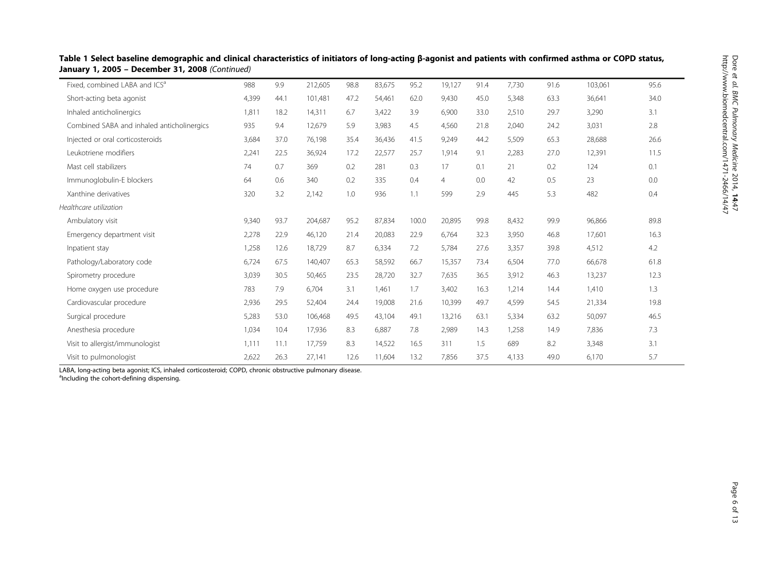**Table 1 Select baseline demographic and clinical characteristics of initiators of long-acting β-agonist and patients with confirmed asthma or COPD status, January 1, 2005 – December 31, 2008** *(Continued)*

| | | | | | | | | | | | | |
|---|---|---|---|---|---|---|---|---|---|---|---|---|
| Fixed, combined LABA and ICS[a] | 988 | 9.9 | 212,605 | 98.8 | 83,675 | 95.2 | 19,127 | 91.4 | 7,730 | 91.6 | 103,061 | 95.6 |
| Short-acting beta agonist | 4,399 | 44.1 | 101,481 | 47.2 | 54,461 | 62.0 | 9,430 | 45.0 | 5,348 | 63.3 | 36,641 | 34.0 |
| Inhaled anticholinergics | 1,811 | 18.2 | 14,311 | 6.7 | 3,422 | 3.9 | 6,900 | 33.0 | 2,510 | 29.7 | 3,290 | 3.1 |
| Combined SABA and inhaled anticholinergics | 935 | 9.4 | 12,679 | 5.9 | 3,983 | 4.5 | 4,560 | 21.8 | 2,040 | 24.2 | 3,031 | 2.8 |
| Injected or oral corticosteroids | 3,684 | 37.0 | 76,198 | 35.4 | 36,436 | 41.5 | 9,249 | 44.2 | 5,509 | 65.3 | 28,688 | 26.6 |
| Leukotriene modifiers | 2,241 | 22.5 | 36,924 | 17.2 | 22,577 | 25.7 | 1,914 | 9.1 | 2,283 | 27.0 | 12,391 | 11.5 |
| Mast cell stabilizers | 74 | 0.7 | 369 | 0.2 | 281 | 0.3 | 17 | 0.1 | 21 | 0.2 | 124 | 0.1 |
| Immunoglobulin-E blockers | 64 | 0.6 | 340 | 0.2 | 335 | 0.4 | 4 | 0.0 | 42 | 0.5 | 23 | 0.0 |
| Xanthine derivatives | 320 | 3.2 | 2,142 | 1.0 | 936 | 1.1 | 599 | 2.9 | 445 | 5.3 | 482 | 0.4 |
| *Healthcare utilization* | | | | | | | | | | | | |
| Ambulatory visit | 9,340 | 93.7 | 204,687 | 95.2 | 87,834 | 100.0 | 20,895 | 99.8 | 8,432 | 99.9 | 96,866 | 89.8 |
| Emergency department visit | 2,278 | 22.9 | 46,120 | 21.4 | 20,083 | 22.9 | 6,764 | 32.3 | 3,950 | 46.8 | 17,601 | 16.3 |
| Inpatient stay | 1,258 | 12.6 | 18,729 | 8.7 | 6,334 | 7.2 | 5,784 | 27.6 | 3,357 | 39.8 | 4,512 | 4.2 |
| Pathology/Laboratory code | 6,724 | 67.5 | 140,407 | 65.3 | 58,592 | 66.7 | 15,357 | 73.4 | 6,504 | 77.0 | 66,678 | 61.8 |
| Spirometry procedure | 3,039 | 30.5 | 50,465 | 23.5 | 28,720 | 32.7 | 7,635 | 36.5 | 3,912 | 46.3 | 13,237 | 12.3 |
| Home oxygen use procedure | 783 | 7.9 | 6,704 | 3.1 | 1,461 | 1.7 | 3,402 | 16.3 | 1,214 | 14.4 | 1,410 | 1.3 |
| Cardiovascular procedure | 2,936 | 29.5 | 52,404 | 24.4 | 19,008 | 21.6 | 10,399 | 49.7 | 4,599 | 54.5 | 21,334 | 19.8 |
| Surgical procedure | 5,283 | 53.0 | 106,468 | 49.5 | 43,104 | 49.1 | 13,216 | 63.1 | 5,334 | 63.2 | 50,097 | 46.5 |
| Anesthesia procedure | 1,034 | 10.4 | 17,936 | 8.3 | 6,887 | 7.8 | 2,989 | 14.3 | 1,258 | 14.9 | 7,836 | 7.3 |
| Visit to allergist/immunologist | 1,111 | 11.1 | 17,759 | 8.3 | 14,522 | 16.5 | 311 | 1.5 | 689 | 8.2 | 3,348 | 3.1 |
| Visit to pulmonologist | 2,622 | 26.3 | 27,141 | 12.6 | 11,604 | 13.2 | 7,856 | 37.5 | 4,133 | 49.0 | 6,170 | 5.7 |

LABA, long-acting beta agonist; ICS, inhaled corticosteroid; COPD, chronic obstructive pulmonary disease.
[a]Including the cohort-defining dispensing.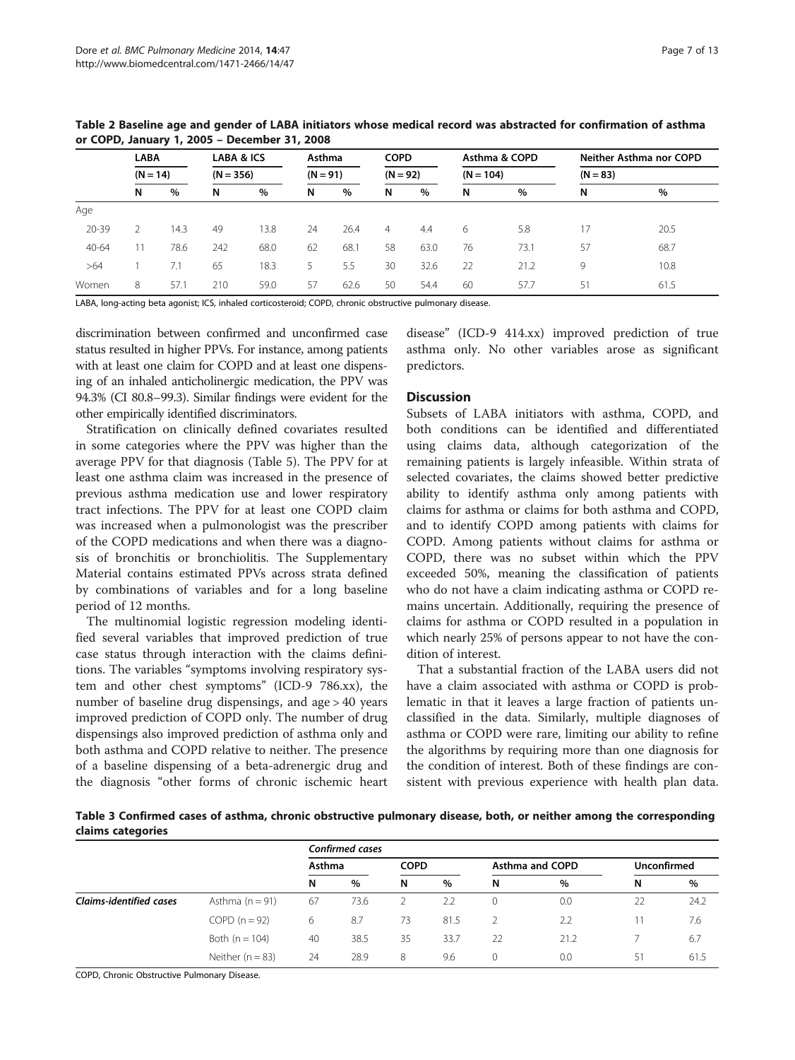**Table 2 Baseline age and gender of LABA initiators whose medical record was abstracted for confirmation of asthma or COPD, January 1, 2005 – December 31, 2008**

| | LABA (N = 14) | | LABA & ICS (N = 356) | | Asthma (N = 91) | | COPD (N = 92) | | Asthma & COPD (N = 104) | | Neither Asthma nor COPD (N = 83) | |
|---|---|---|---|---|---|---|---|---|---|---|---|---|
| | N | % | N | % | N | % | N | % | N | % | N | % |
| Age | | | | | | | | | | | | |
| 20-39 | 2 | 14.3 | 49 | 13.8 | 24 | 26.4 | 4 | 4.4 | 6 | 5.8 | 17 | 20.5 |
| 40-64 | 11 | 78.6 | 242 | 68.0 | 62 | 68.1 | 58 | 63.0 | 76 | 73.1 | 57 | 68.7 |
| >64 | 1 | 7.1 | 65 | 18.3 | 5 | 5.5 | 30 | 32.6 | 22 | 21.2 | 9 | 10.8 |
| Women | 8 | 57.1 | 210 | 59.0 | 57 | 62.6 | 50 | 54.4 | 60 | 57.7 | 51 | 61.5 |

LABA, long-acting beta agonist; ICS, inhaled corticosteroid; COPD, chronic obstructive pulmonary disease.

discrimination between confirmed and unconfirmed case status resulted in higher PPVs. For instance, among patients with at least one claim for COPD and at least one dispensing of an inhaled anticholinergic medication, the PPV was 94.3% (CI 80.8–99.3). Similar findings were evident for the other empirically identified discriminators.

Stratification on clinically defined covariates resulted in some categories where the PPV was higher than the average PPV for that diagnosis (Table 5). The PPV for at least one asthma claim was increased in the presence of previous asthma medication use and lower respiratory tract infections. The PPV for at least one COPD claim was increased when a pulmonologist was the prescriber of the COPD medications and when there was a diagnosis of bronchitis or bronchiolitis. The Supplementary Material contains estimated PPVs across strata defined by combinations of variables and for a long baseline period of 12 months.

The multinomial logistic regression modeling identified several variables that improved prediction of true case status through interaction with the claims definitions. The variables "symptoms involving respiratory system and other chest symptoms" (ICD-9 786.xx), the number of baseline drug dispensings, and age > 40 years improved prediction of COPD only. The number of drug dispensings also improved prediction of asthma only and both asthma and COPD relative to neither. The presence of a baseline dispensing of a beta-adrenergic drug and the diagnosis "other forms of chronic ischemic heart disease" (ICD-9 414.xx) improved prediction of true asthma only. No other variables arose as significant predictors.

## Discussion

Subsets of LABA initiators with asthma, COPD, and both conditions can be identified and differentiated using claims data, although categorization of the remaining patients is largely infeasible. Within strata of selected covariates, the claims showed better predictive ability to identify asthma only among patients with claims for asthma or claims for both asthma and COPD, and to identify COPD among patients with claims for COPD. Among patients without claims for asthma or COPD, there was no subset within which the PPV exceeded 50%, meaning the classification of patients who do not have a claim indicating asthma or COPD remains uncertain. Additionally, requiring the presence of claims for asthma or COPD resulted in a population in which nearly 25% of persons appear to not have the condition of interest.

That a substantial fraction of the LABA users did not have a claim associated with asthma or COPD is problematic in that it leaves a large fraction of patients unclassified in the data. Similarly, multiple diagnoses of asthma or COPD were rare, limiting our ability to refine the algorithms by requiring more than one diagnosis for the condition of interest. Both of these findings are consistent with previous experience with health plan data.

**Table 3 Confirmed cases of asthma, chronic obstructive pulmonary disease, both, or neither among the corresponding claims categories**

| | | *Confirmed cases* | | | | | | | |
|---|---|---|---|---|---|---|---|---|---|
| | | Asthma | | COPD | | Asthma and COPD | | Unconfirmed | |
| | | N | % | N | % | N | % | N | % |
| ***Claims-identified cases*** | Asthma (n = 91) | 67 | 73.6 | 2 | 2.2 | 0 | 0.0 | 22 | 24.2 |
| | COPD (n = 92) | 6 | 8.7 | 73 | 81.5 | 2 | 2.2 | 11 | 7.6 |
| | Both (n = 104) | 40 | 38.5 | 35 | 33.7 | 22 | 21.2 | 7 | 6.7 |
| | Neither (n = 83) | 24 | 28.9 | 8 | 9.6 | 0 | 0.0 | 51 | 61.5 |

COPD, Chronic Obstructive Pulmonary Disease.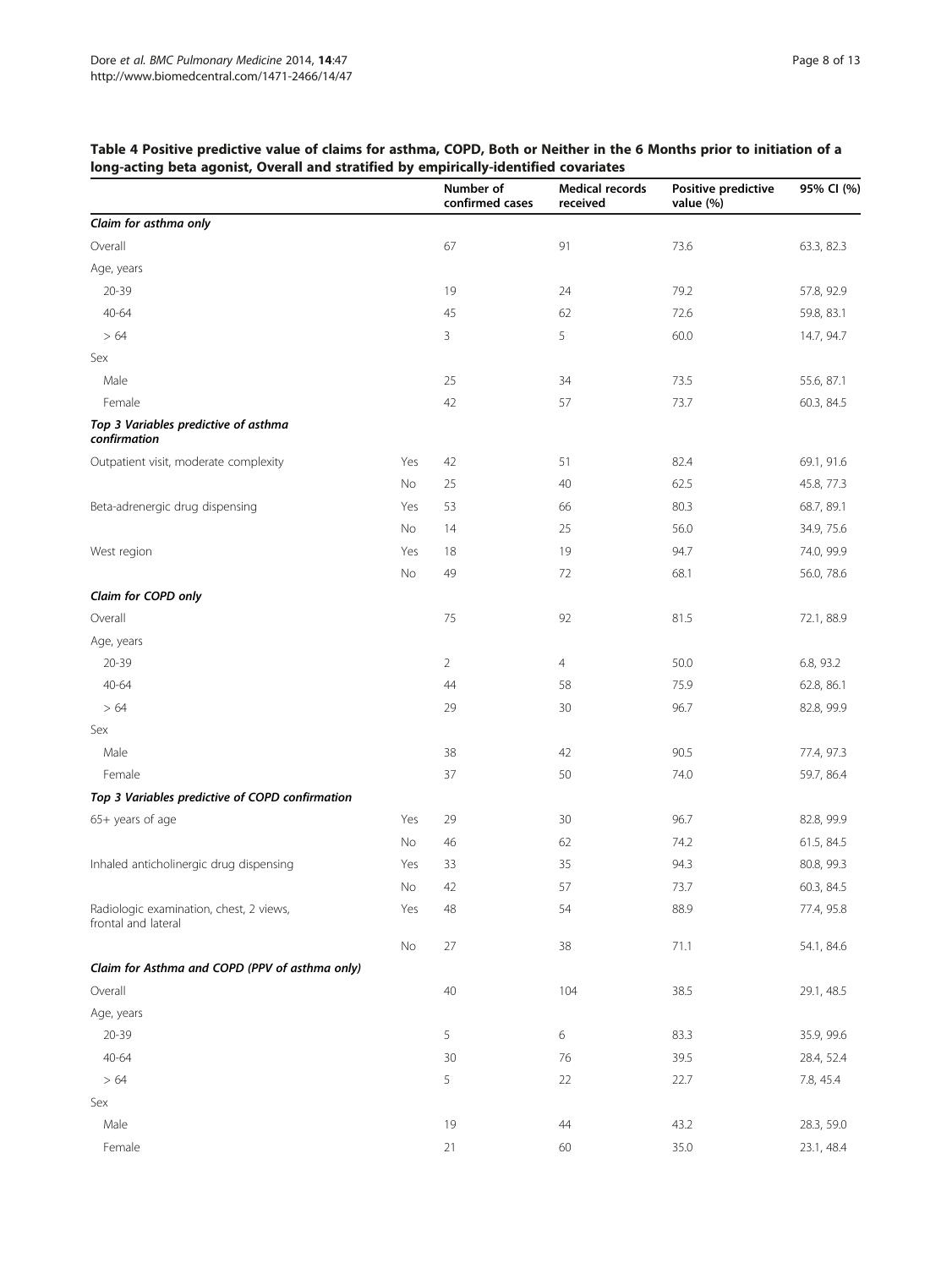**Table 4 Positive predictive value of claims for asthma, COPD, Both or Neither in the 6 Months prior to initiation of a long-acting beta agonist, Overall and stratified by empirically-identified covariates**

| | | Number of confirmed cases | Medical records received | Positive predictive value (%) | 95% CI (%) |
|---|---|---|---|---|---|
| ***Claim for asthma only*** | | | | | |
| Overall | | 67 | 91 | 73.6 | 63.3, 82.3 |
| Age, years | | | | | |
| 20-39 | | 19 | 24 | 79.2 | 57.8, 92.9 |
| 40-64 | | 45 | 62 | 72.6 | 59.8, 83.1 |
| > 64 | | 3 | 5 | 60.0 | 14.7, 94.7 |
| Sex | | | | | |
| Male | | 25 | 34 | 73.5 | 55.6, 87.1 |
| Female | | 42 | 57 | 73.7 | 60.3, 84.5 |
| ***Top 3 Variables predictive of asthma confirmation*** | | | | | |
| Outpatient visit, moderate complexity | Yes | 42 | 51 | 82.4 | 69.1, 91.6 |
| | No | 25 | 40 | 62.5 | 45.8, 77.3 |
| Beta-adrenergic drug dispensing | Yes | 53 | 66 | 80.3 | 68.7, 89.1 |
| | No | 14 | 25 | 56.0 | 34.9, 75.6 |
| West region | Yes | 18 | 19 | 94.7 | 74.0, 99.9 |
| | No | 49 | 72 | 68.1 | 56.0, 78.6 |
| ***Claim for COPD only*** | | | | | |
| Overall | | 75 | 92 | 81.5 | 72.1, 88.9 |
| Age, years | | | | | |
| 20-39 | | 2 | 4 | 50.0 | 6.8, 93.2 |
| 40-64 | | 44 | 58 | 75.9 | 62.8, 86.1 |
| > 64 | | 29 | 30 | 96.7 | 82.8, 99.9 |
| Sex | | | | | |
| Male | | 38 | 42 | 90.5 | 77.4, 97.3 |
| Female | | 37 | 50 | 74.0 | 59.7, 86.4 |
| ***Top 3 Variables predictive of COPD confirmation*** | | | | | |
| 65+ years of age | Yes | 29 | 30 | 96.7 | 82.8, 99.9 |
| | No | 46 | 62 | 74.2 | 61.5, 84.5 |
| Inhaled anticholinergic drug dispensing | Yes | 33 | 35 | 94.3 | 80.8, 99.3 |
| | No | 42 | 57 | 73.7 | 60.3, 84.5 |
| Radiologic examination, chest, 2 views, frontal and lateral | Yes | 48 | 54 | 88.9 | 77.4, 95.8 |
| | No | 27 | 38 | 71.1 | 54.1, 84.6 |
| ***Claim for Asthma and COPD (PPV of asthma only)*** | | | | | |
| Overall | | 40 | 104 | 38.5 | 29.1, 48.5 |
| Age, years | | | | | |
| 20-39 | | 5 | 6 | 83.3 | 35.9, 99.6 |
| 40-64 | | 30 | 76 | 39.5 | 28.4, 52.4 |
| > 64 | | 5 | 22 | 22.7 | 7.8, 45.4 |
| Sex | | | | | |
| Male | | 19 | 44 | 43.2 | 28.3, 59.0 |
| Female | | 21 | 60 | 35.0 | 23.1, 48.4 |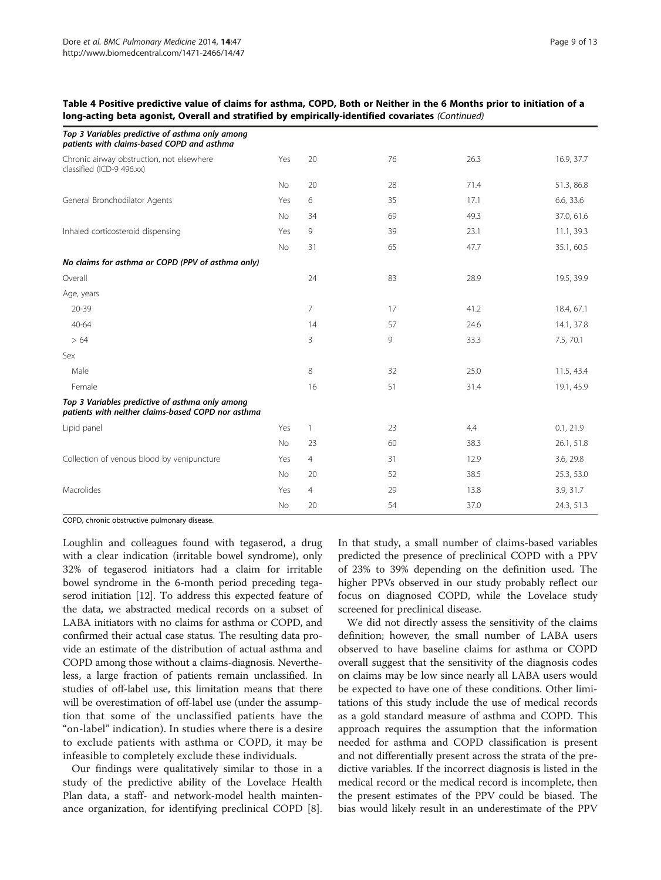**Table 4 Positive predictive value of claims for asthma, COPD, Both or Neither in the 6 Months prior to initiation of a long-acting beta agonist, Overall and stratified by empirically-identified covariates** *(Continued)*

| | | | | | |
|---|---|---|---|---|---|
| ***Top 3 Variables predictive of asthma only among patients with claims-based COPD and asthma*** | | | | | |
| Chronic airway obstruction, not elsewhere classified (ICD-9 496.xx) | Yes | 20 | 76 | 26.3 | 16.9, 37.7 |
| | No | 20 | 28 | 71.4 | 51.3, 86.8 |
| General Bronchodilator Agents | Yes | 6 | 35 | 17.1 | 6.6, 33.6 |
| | No | 34 | 69 | 49.3 | 37.0, 61.6 |
| Inhaled corticosteroid dispensing | Yes | 9 | 39 | 23.1 | 11.1, 39.3 |
| | No | 31 | 65 | 47.7 | 35.1, 60.5 |
| ***No claims for asthma or COPD (PPV of asthma only)*** | | | | | |
| Overall | | 24 | 83 | 28.9 | 19.5, 39.9 |
| Age, years | | | | | |
| 20-39 | | 7 | 17 | 41.2 | 18.4, 67.1 |
| 40-64 | | 14 | 57 | 24.6 | 14.1, 37.8 |
| > 64 | | 3 | 9 | 33.3 | 7.5, 70.1 |
| Sex | | | | | |
| Male | | 8 | 32 | 25.0 | 11.5, 43.4 |
| Female | | 16 | 51 | 31.4 | 19.1, 45.9 |
| ***Top 3 Variables predictive of asthma only among patients with neither claims-based COPD nor asthma*** | | | | | |
| Lipid panel | Yes | 1 | 23 | 4.4 | 0.1, 21.9 |
| | No | 23 | 60 | 38.3 | 26.1, 51.8 |
| Collection of venous blood by venipuncture | Yes | 4 | 31 | 12.9 | 3.6, 29.8 |
| | No | 20 | 52 | 38.5 | 25.3, 53.0 |
| Macrolides | Yes | 4 | 29 | 13.8 | 3.9, 31.7 |
| | No | 20 | 54 | 37.0 | 24.3, 51.3 |

COPD, chronic obstructive pulmonary disease.

Loughlin and colleagues found with tegaserod, a drug with a clear indication (irritable bowel syndrome), only 32% of tegaserod initiators had a claim for irritable bowel syndrome in the 6-month period preceding tegaserod initiation [12]. To address this expected feature of the data, we abstracted medical records on a subset of LABA initiators with no claims for asthma or COPD, and confirmed their actual case status. The resulting data provide an estimate of the distribution of actual asthma and COPD among those without a claims-diagnosis. Nevertheless, a large fraction of patients remain unclassified. In studies of off-label use, this limitation means that there will be overestimation of off-label use (under the assumption that some of the unclassified patients have the "on-label" indication). In studies where there is a desire to exclude patients with asthma or COPD, it may be infeasible to completely exclude these individuals.

Our findings were qualitatively similar to those in a study of the predictive ability of the Lovelace Health Plan data, a staff- and network-model health maintenance organization, for identifying preclinical COPD [8]. In that study, a small number of claims-based variables predicted the presence of preclinical COPD with a PPV of 23% to 39% depending on the definition used. The higher PPVs observed in our study probably reflect our focus on diagnosed COPD, while the Lovelace study screened for preclinical disease.

We did not directly assess the sensitivity of the claims definition; however, the small number of LABA users observed to have baseline claims for asthma or COPD overall suggest that the sensitivity of the diagnosis codes on claims may be low since nearly all LABA users would be expected to have one of these conditions. Other limitations of this study include the use of medical records as a gold standard measure of asthma and COPD. This approach requires the assumption that the information needed for asthma and COPD classification is present and not differentially present across the strata of the predictive variables. If the incorrect diagnosis is listed in the medical record or the medical record is incomplete, then the present estimates of the PPV could be biased. The bias would likely result in an underestimate of the PPV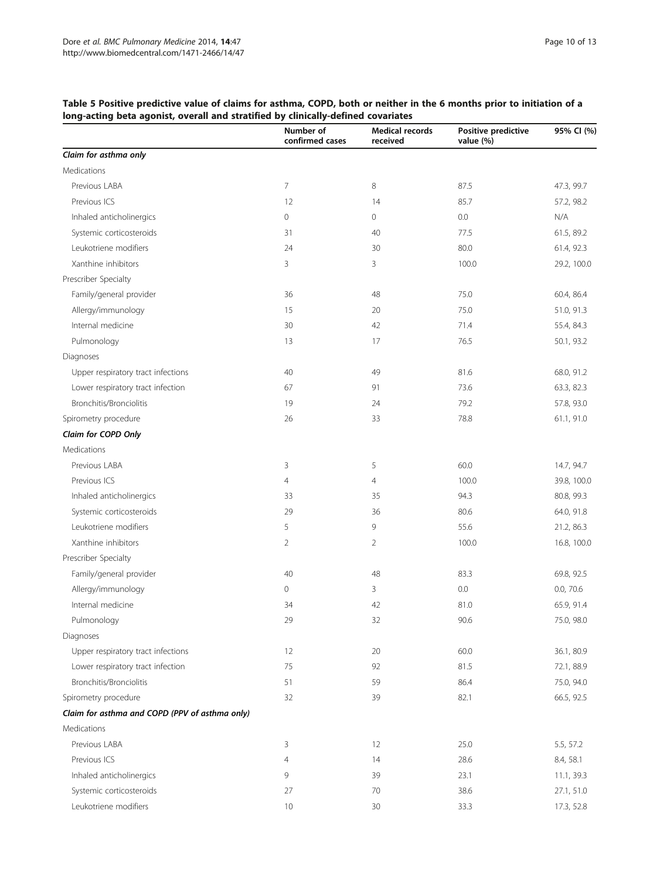**Table 5 Positive predictive value of claims for asthma, COPD, both or neither in the 6 months prior to initiation of a long-acting beta agonist, overall and stratified by clinically-defined covariates**

| | Number of confirmed cases | Medical records received | Positive predictive value (%) | 95% CI (%) |
|---|---|---|---|---|
| ***Claim for asthma only*** | | | | |
| Medications | | | | |
| Previous LABA | 7 | 8 | 87.5 | 47.3, 99.7 |
| Previous ICS | 12 | 14 | 85.7 | 57.2, 98.2 |
| Inhaled anticholinergics | 0 | 0 | 0.0 | N/A |
| Systemic corticosteroids | 31 | 40 | 77.5 | 61.5, 89.2 |
| Leukotriene modifiers | 24 | 30 | 80.0 | 61.4, 92.3 |
| Xanthine inhibitors | 3 | 3 | 100.0 | 29.2, 100.0 |
| Prescriber Specialty | | | | |
| Family/general provider | 36 | 48 | 75.0 | 60.4, 86.4 |
| Allergy/immunology | 15 | 20 | 75.0 | 51.0, 91.3 |
| Internal medicine | 30 | 42 | 71.4 | 55.4, 84.3 |
| Pulmonology | 13 | 17 | 76.5 | 50.1, 93.2 |
| Diagnoses | | | | |
| Upper respiratory tract infections | 40 | 49 | 81.6 | 68.0, 91.2 |
| Lower respiratory tract infection | 67 | 91 | 73.6 | 63.3, 82.3 |
| Bronchitis/Bronciolitis | 19 | 24 | 79.2 | 57.8, 93.0 |
| Spirometry procedure | 26 | 33 | 78.8 | 61.1, 91.0 |
| ***Claim for COPD Only*** | | | | |
| Medications | | | | |
| Previous LABA | 3 | 5 | 60.0 | 14.7, 94.7 |
| Previous ICS | 4 | 4 | 100.0 | 39.8, 100.0 |
| Inhaled anticholinergics | 33 | 35 | 94.3 | 80.8, 99.3 |
| Systemic corticosteroids | 29 | 36 | 80.6 | 64.0, 91.8 |
| Leukotriene modifiers | 5 | 9 | 55.6 | 21.2, 86.3 |
| Xanthine inhibitors | 2 | 2 | 100.0 | 16.8, 100.0 |
| Prescriber Specialty | | | | |
| Family/general provider | 40 | 48 | 83.3 | 69.8, 92.5 |
| Allergy/immunology | 0 | 3 | 0.0 | 0.0, 70.6 |
| Internal medicine | 34 | 42 | 81.0 | 65.9, 91.4 |
| Pulmonology | 29 | 32 | 90.6 | 75.0, 98.0 |
| Diagnoses | | | | |
| Upper respiratory tract infections | 12 | 20 | 60.0 | 36.1, 80.9 |
| Lower respiratory tract infection | 75 | 92 | 81.5 | 72.1, 88.9 |
| Bronchitis/Bronciolitis | 51 | 59 | 86.4 | 75.0, 94.0 |
| Spirometry procedure | 32 | 39 | 82.1 | 66.5, 92.5 |
| ***Claim for asthma and COPD (PPV of asthma only)*** | | | | |
| Medications | | | | |
| Previous LABA | 3 | 12 | 25.0 | 5.5, 57.2 |
| Previous ICS | 4 | 14 | 28.6 | 8.4, 58.1 |
| Inhaled anticholinergics | 9 | 39 | 23.1 | 11.1, 39.3 |
| Systemic corticosteroids | 27 | 70 | 38.6 | 27.1, 51.0 |
| Leukotriene modifiers | 10 | 30 | 33.3 | 17.3, 52.8 |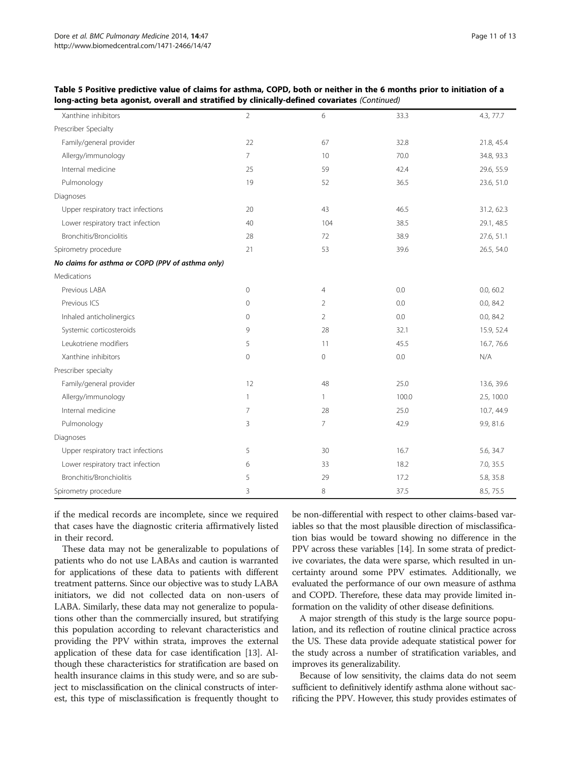**Table 5 Positive predictive value of claims for asthma, COPD, both or neither in the 6 months prior to initiation of a long-acting beta agonist, overall and stratified by clinically-defined covariates** *(Continued)*

| | | | | |
|---|---|---|---|---|
| Xanthine inhibitors | 2 | 6 | 33.3 | 4.3, 77.7 |
| Prescriber Specialty | | | | |
| Family/general provider | 22 | 67 | 32.8 | 21.8, 45.4 |
| Allergy/immunology | 7 | 10 | 70.0 | 34.8, 93.3 |
| Internal medicine | 25 | 59 | 42.4 | 29.6, 55.9 |
| Pulmonology | 19 | 52 | 36.5 | 23.6, 51.0 |
| Diagnoses | | | | |
| Upper respiratory tract infections | 20 | 43 | 46.5 | 31.2, 62.3 |
| Lower respiratory tract infection | 40 | 104 | 38.5 | 29.1, 48.5 |
| Bronchitis/Bronciolitis | 28 | 72 | 38.9 | 27.6, 51.1 |
| Spirometry procedure | 21 | 53 | 39.6 | 26.5, 54.0 |
| ***No claims for asthma or COPD (PPV of asthma only)*** | | | | |
| Medications | | | | |
| Previous LABA | 0 | 4 | 0.0 | 0.0, 60.2 |
| Previous ICS | 0 | 2 | 0.0 | 0.0, 84.2 |
| Inhaled anticholinergics | 0 | 2 | 0.0 | 0.0, 84.2 |
| Systemic corticosteroids | 9 | 28 | 32.1 | 15.9, 52.4 |
| Leukotriene modifiers | 5 | 11 | 45.5 | 16.7, 76.6 |
| Xanthine inhibitors | 0 | 0 | 0.0 | N/A |
| Prescriber specialty | | | | |
| Family/general provider | 12 | 48 | 25.0 | 13.6, 39.6 |
| Allergy/immunology | 1 | 1 | 100.0 | 2.5, 100.0 |
| Internal medicine | 7 | 28 | 25.0 | 10.7, 44.9 |
| Pulmonology | 3 | 7 | 42.9 | 9.9, 81.6 |
| Diagnoses | | | | |
| Upper respiratory tract infections | 5 | 30 | 16.7 | 5.6, 34.7 |
| Lower respiratory tract infection | 6 | 33 | 18.2 | 7.0, 35.5 |
| Bronchitis/Bronchiolitis | 5 | 29 | 17.2 | 5.8, 35.8 |
| Spirometry procedure | 3 | 8 | 37.5 | 8.5, 75.5 |

if the medical records are incomplete, since we required that cases have the diagnostic criteria affirmatively listed in their record.

These data may not be generalizable to populations of patients who do not use LABAs and caution is warranted for applications of these data to patients with different treatment patterns. Since our objective was to study LABA initiators, we did not collected data on non-users of LABA. Similarly, these data may not generalize to populations other than the commercially insured, but stratifying this population according to relevant characteristics and providing the PPV within strata, improves the external application of these data for case identification [13]. Although these characteristics for stratification are based on health insurance claims in this study were, and so are subject to misclassification on the clinical constructs of interest, this type of misclassification is frequently thought to be non-differential with respect to other claims-based variables so that the most plausible direction of misclassification bias would be toward showing no difference in the PPV across these variables [14]. In some strata of predictive covariates, the data were sparse, which resulted in uncertainty around some PPV estimates. Additionally, we evaluated the performance of our own measure of asthma and COPD. Therefore, these data may provide limited information on the validity of other disease definitions.

A major strength of this study is the large source population, and its reflection of routine clinical practice across the US. These data provide adequate statistical power for the study across a number of stratification variables, and improves its generalizability.

Because of low sensitivity, the claims data do not seem sufficient to definitively identify asthma alone without sacrificing the PPV. However, this study provides estimates of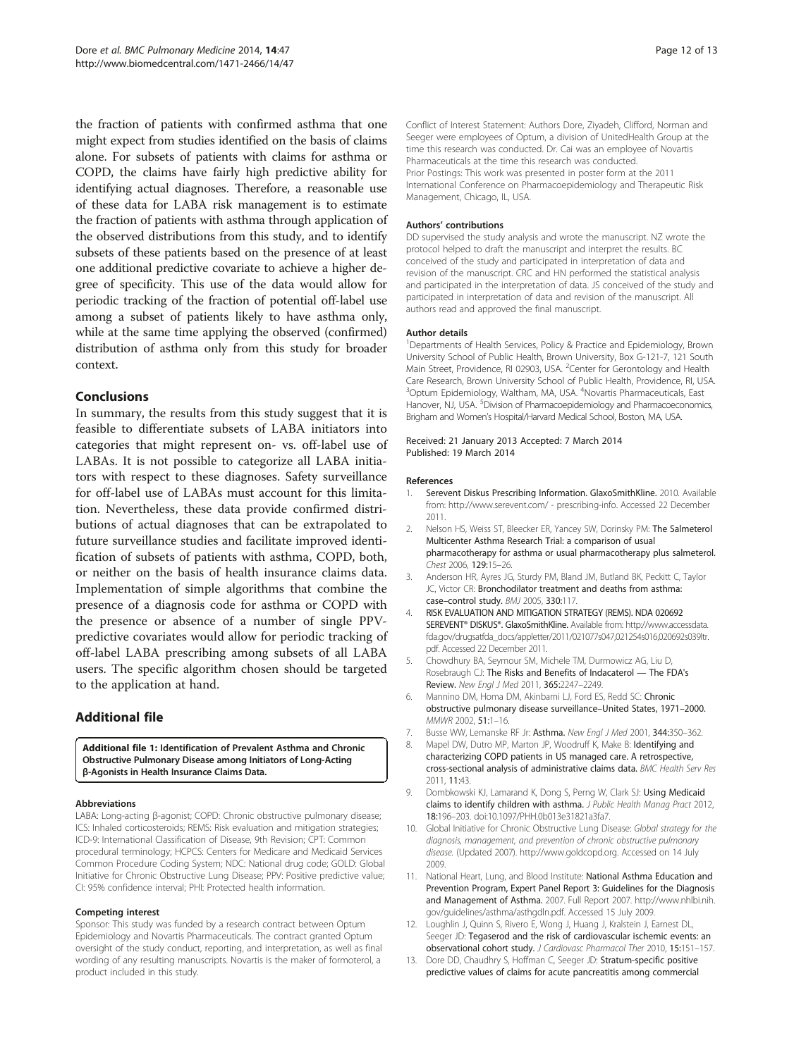the fraction of patients with confirmed asthma that one might expect from studies identified on the basis of claims alone. For subsets of patients with claims for asthma or COPD, the claims have fairly high predictive ability for identifying actual diagnoses. Therefore, a reasonable use of these data for LABA risk management is to estimate the fraction of patients with asthma through application of the observed distributions from this study, and to identify subsets of these patients based on the presence of at least one additional predictive covariate to achieve a higher degree of specificity. This use of the data would allow for periodic tracking of the fraction of potential off-label use among a subset of patients likely to have asthma only, while at the same time applying the observed (confirmed) distribution of asthma only from this study for broader context.

## Conclusions

In summary, the results from this study suggest that it is feasible to differentiate subsets of LABA initiators into categories that might represent on- vs. off-label use of LABAs. It is not possible to categorize all LABA initiators with respect to these diagnoses. Safety surveillance for off-label use of LABAs must account for this limitation. Nevertheless, these data provide confirmed distributions of actual diagnoses that can be extrapolated to future surveillance studies and facilitate improved identification of subsets of patients with asthma, COPD, both, or neither on the basis of health insurance claims data. Implementation of simple algorithms that combine the presence of a diagnosis code for asthma or COPD with the presence or absence of a number of single PPV-predictive covariates would allow for periodic tracking of off-label LABA prescribing among subsets of all LABA users. The specific algorithm chosen should be targeted to the application at hand.

## Additional file

**Additional file 1: Identification of Prevalent Asthma and Chronic Obstructive Pulmonary Disease among Initiators of Long-Acting β-Agonists in Health Insurance Claims Data.**

#### Abbreviations

LABA: Long-acting β-agonist; COPD: Chronic obstructive pulmonary disease; ICS: Inhaled corticosteroids; REMS: Risk evaluation and mitigation strategies; ICD-9: International Classification of Disease, 9th Revision; CPT: Common procedural terminology; HCPCS: Centers for Medicare and Medicaid Services Common Procedure Coding System; NDC: National drug code; GOLD: Global Initiative for Chronic Obstructive Lung Disease; PPV: Positive predictive value; CI: 95% confidence interval; PHI: Protected health information.

#### Competing interest

Sponsor: This study was funded by a research contract between Optum Epidemiology and Novartis Pharmaceuticals. The contract granted Optum oversight of the study conduct, reporting, and interpretation, as well as final wording of any resulting manuscripts. Novartis is the maker of formoterol, a product included in this study.

Conflict of Interest Statement: Authors Dore, Ziyadeh, Clifford, Norman and Seeger were employees of Optum, a division of UnitedHealth Group at the time this research was conducted. Dr. Cai was an employee of Novartis Pharmaceuticals at the time this research was conducted.
Prior Postings: This work was presented in poster form at the 2011 International Conference on Pharmacoepidemiology and Therapeutic Risk Management, Chicago, IL, USA.

#### Authors' contributions

DD supervised the study analysis and wrote the manuscript. NZ wrote the protocol helped to draft the manuscript and interpret the results. BC conceived of the study and participated in interpretation of data and revision of the manuscript. CRC and HN performed the statistical analysis and participated in the interpretation of data. JS conceived of the study and participated in interpretation of data and revision of the manuscript. All authors read and approved the final manuscript.

#### Author details

[1]Departments of Health Services, Policy & Practice and Epidemiology, Brown University School of Public Health, Brown University, Box G-121-7, 121 South Main Street, Providence, RI 02903, USA. [2]Center for Gerontology and Health Care Research, Brown University School of Public Health, Providence, RI, USA. [3]Optum Epidemiology, Waltham, MA, USA. [4]Novartis Pharmaceuticals, East Hanover, NJ, USA. [5]Division of Pharmacoepidemiology and Pharmacoeconomics, Brigham and Women's Hospital/Harvard Medical School, Boston, MA, USA.

Received: 21 January 2013 Accepted: 7 March 2014
Published: 19 March 2014

#### References

1. Serevent Diskus Prescribing Information. GlaxoSmithKline. 2010. Available from: http://www.serevent.com/ - prescribing-info. Accessed 22 December 2011.
2. Nelson HS, Weiss ST, Bleecker ER, Yancey SW, Dorinsky PM: **The Salmeterol Multicenter Asthma Research Trial: a comparison of usual pharmacotherapy for asthma or usual pharmacotherapy plus salmeterol.** *Chest* 2006, **129:**15–26.
3. Anderson HR, Ayres JG, Sturdy PM, Bland JM, Butland BK, Peckitt C, Taylor JC, Victor CR: **Bronchodilator treatment and deaths from asthma: case–control study.** *BMJ* 2005, **330:**117.
4. **RISK EVALUATION AND MITIGATION STRATEGY (REMS). NDA 020692 SEREVENT® DISKUS®. GlaxoSmithKline.** Available from: http://www.accessdata.fda.gov/drugsatfda_docs/appletter/2011/021077s047,021254s016,020692s039ltr.pdf. Accessed 22 December 2011.
5. Chowdhury BA, Seymour SM, Michele TM, Durmowicz AG, Liu D, Rosebraugh CJ: **The Risks and Benefits of Indacaterol — The FDA's Review.** *New Engl J Med* 2011, **365:**2247–2249.
6. Mannino DM, Homa DM, Akinbami LJ, Ford ES, Redd SC: **Chronic obstructive pulmonary disease surveillance–United States, 1971–2000.** *MMWR* 2002, **51:**1–16.
7. Busse WW, Lemanske RF Jr: **Asthma.** *New Engl J Med* 2001, **344:**350–362.
8. Mapel DW, Dutro MP, Marton JP, Woodruff K, Make B: **Identifying and characterizing COPD patients in US managed care. A retrospective, cross-sectional analysis of administrative claims data.** *BMC Health Serv Res* 2011, **11:**43.
9. Dombkowski KJ, Lamarand K, Dong S, Perng W, Clark SJ: **Using Medicaid claims to identify children with asthma.** *J Public Health Manag Pract* 2012, **18:**196–203. doi:10.1097/PHH.0b013e31821a3fa7.
10. Global Initiative for Chronic Obstructive Lung Disease: *Global strategy for the diagnosis, management, and prevention of chronic obstructive pulmonary disease.* (Updated 2007). http://www.goldcopd.org. Accessed on 14 July 2009.
11. National Heart, Lung, and Blood Institute: **National Asthma Education and Prevention Program, Expert Panel Report 3: Guidelines for the Diagnosis and Management of Asthma.** 2007. Full Report 2007. http://www.nhlbi.nih.gov/guidelines/asthma/asthgdln.pdf. Accessed 15 July 2009.
12. Loughlin J, Quinn S, Rivero E, Wong J, Huang J, Kralstein J, Earnest DL, Seeger JD: **Tegaserod and the risk of cardiovascular ischemic events: an observational cohort study.** *J Cardiovasc Pharmacol Ther* 2010, **15:**151–157.
13. Dore DD, Chaudhry S, Hoffman C, Seeger JD: **Stratum-specific positive predictive values of claims for acute pancreatitis among commercial**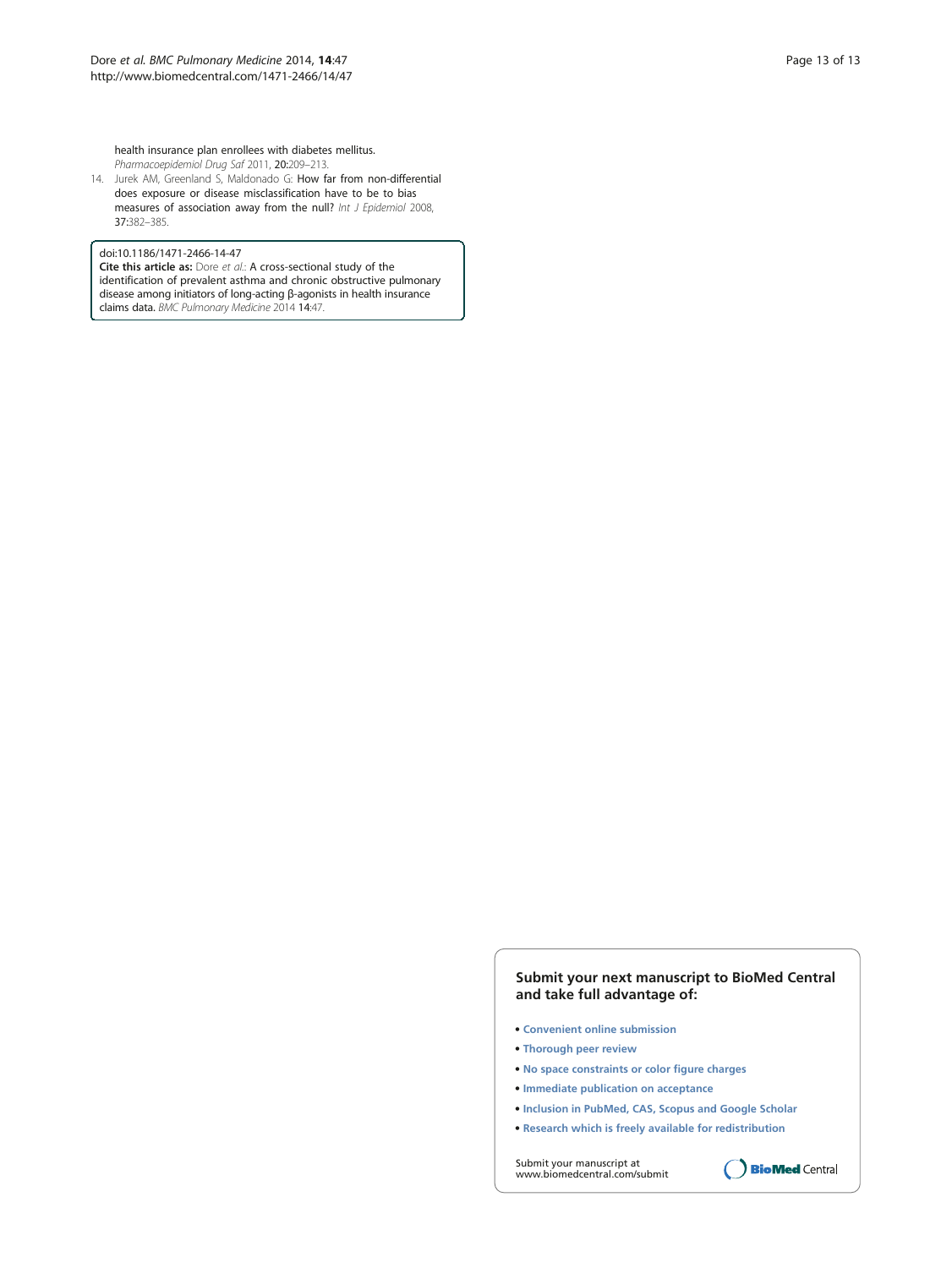health insurance plan enrollees with diabetes mellitus. *Pharmacoepidemiol Drug Saf* 2011, **20**:209–213.

14. Jurek AM, Greenland S, Maldonado G: How far from non-differential does exposure or disease misclassification have to be to bias measures of association away from the null? *Int J Epidemiol* 2008, **37**:382–385.

doi:10.1186/1471-2466-14-47
**Cite this article as:** Dore *et al.*: A cross-sectional study of the identification of prevalent asthma and chronic obstructive pulmonary disease among initiators of long-acting β-agonists in health insurance claims data. *BMC Pulmonary Medicine* 2014 **14**:47.

**Submit your next manuscript to BioMed Central and take full advantage of:**

- **Convenient online submission**
- **Thorough peer review**
- **No space constraints or color figure charges**
- **Immediate publication on acceptance**
- **Inclusion in PubMed, CAS, Scopus and Google Scholar**
- **Research which is freely available for redistribution**

Submit your manuscript at
www.biomedcentral.com/submit

BioMed Central